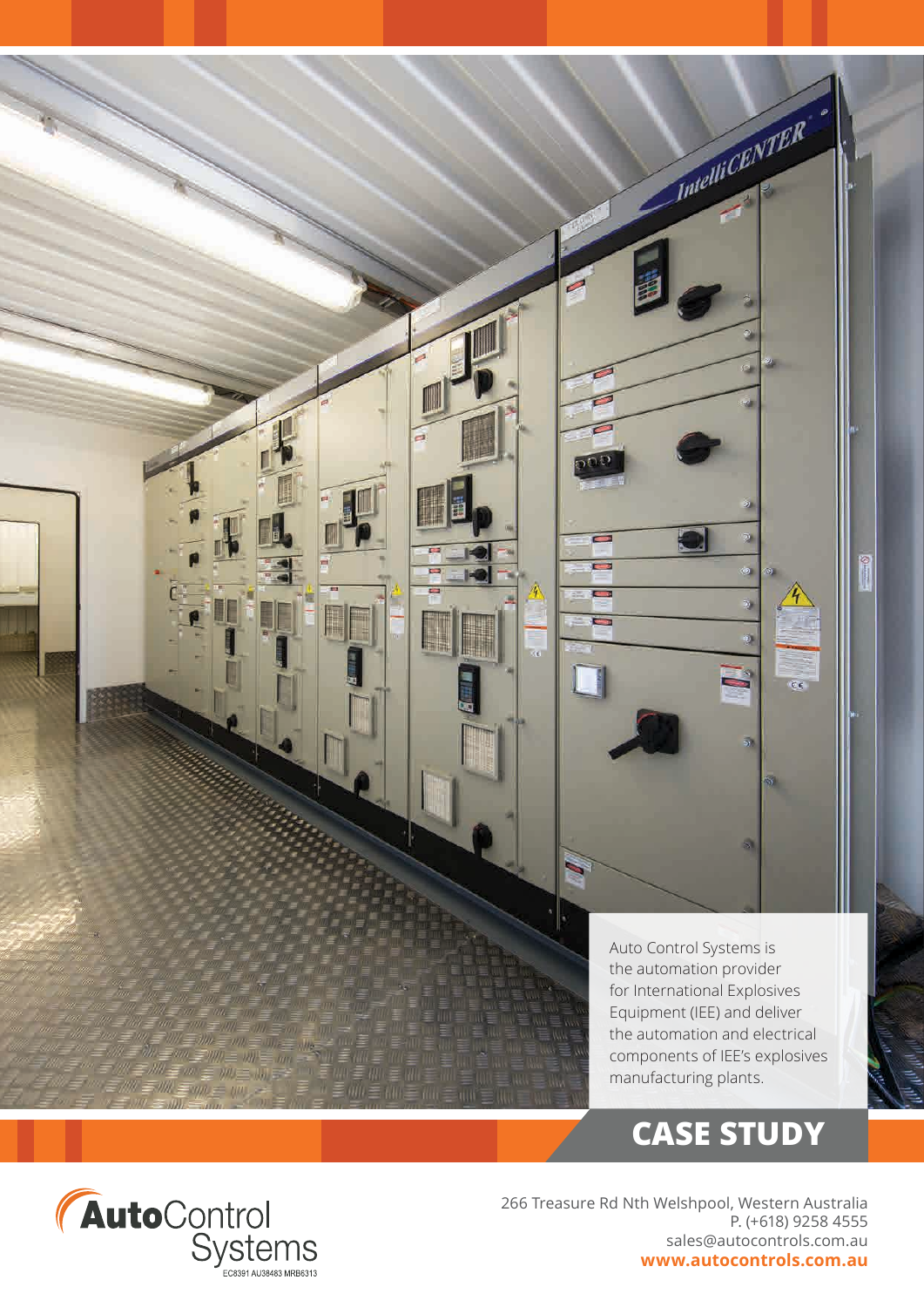Auto Control Systems is the automation provider for International Explosives Equipment (IEE) and deliver the automation and electrical components of IEE's explosives manufacturing plants.

# CASE STUDY

**Auto**Control Systems

EC8391 AU38483 MRB6313

266 Treasure Rd Nth Welshpool, Western Australia
P. (+618) 9258 4555
sales@autocontrols.com.au
**www.autocontrols.com.au**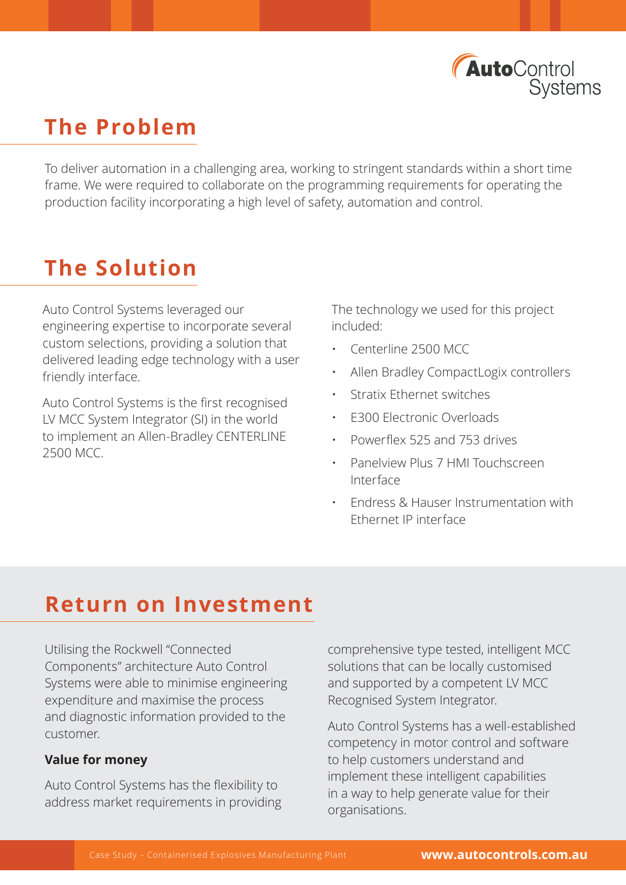## The Problem

To deliver automation in a challenging area, working to stringent standards within a short time frame. We were required to collaborate on the programming requirements for operating the production facility incorporating a high level of safety, automation and control.

## The Solution

Auto Control Systems leveraged our engineering expertise to incorporate several custom selections, providing a solution that delivered leading edge technology with a user friendly interface.

Auto Control Systems is the first recognised LV MCC System Integrator (SI) in the world to implement an Allen-Bradley CENTERLINE 2500 MCC.

The technology we used for this project included:

- Centerline 2500 MCC
- Allen Bradley CompactLogix controllers
- Stratix Ethernet switches
- E300 Electronic Overloads
- Powerflex 525 and 753 drives
- Panelview Plus 7 HMI Touchscreen Interface
- Endress & Hauser Instrumentation with Ethernet IP interface

## Return on Investment

Utilising the Rockwell “Connected Components” architecture Auto Control Systems were able to minimise engineering expenditure and maximise the process and diagnostic information provided to the customer.

**Value for money**

Auto Control Systems has the flexibility to address market requirements in providing comprehensive type tested, intelligent MCC solutions that can be locally customised and supported by a competent LV MCC Recognised System Integrator.

Auto Control Systems has a well-established competency in motor control and software to help customers understand and implement these intelligent capabilities in a way to help generate value for their organisations.